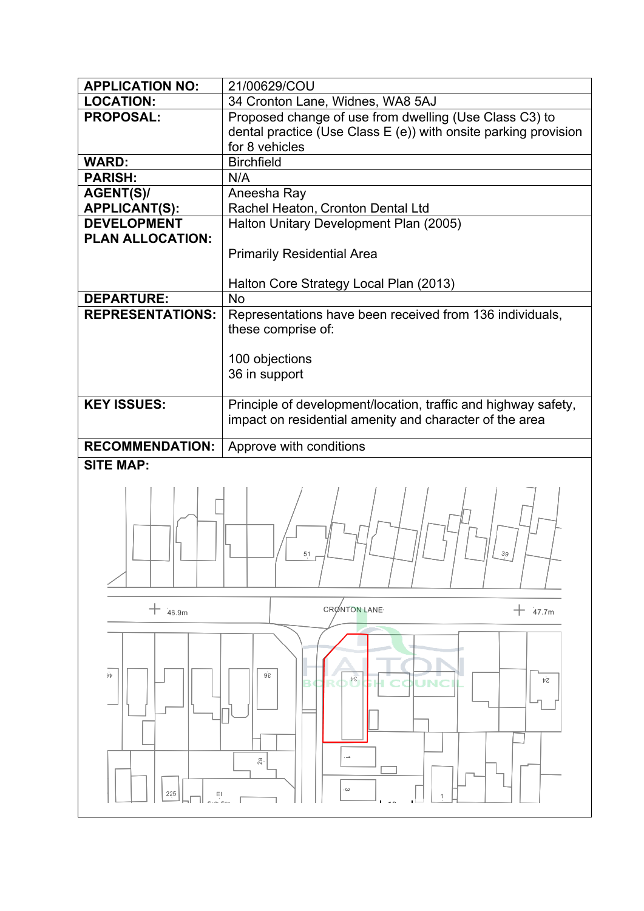| | |
|---|---|
| **APPLICATION NO:** | 21/00629/COU |
| **LOCATION:** | 34 Cronton Lane, Widnes, WA8 5AJ |
| **PROPOSAL:** | Proposed change of use from dwelling (Use Class C3) to dental practice (Use Class E (e)) with onsite parking provision for 8 vehicles |
| **WARD:** | Birchfield |
| **PARISH:** | N/A |
| **AGENT(S)/ APPLICANT(S):** | Aneesha Ray<br>Rachel Heaton, Cronton Dental Ltd |
| **DEVELOPMENT PLAN ALLOCATION:** | Halton Unitary Development Plan (2005)<br><br>Primarily Residential Area<br><br>Halton Core Strategy Local Plan (2013) |
| **DEPARTURE:** | No |
| **REPRESENTATIONS:** | Representations have been received from 136 individuals, these comprise of:<br><br>100 objections<br>36 in support |
| **KEY ISSUES:** | Principle of development/location, traffic and highway safety, impact on residential amenity and character of the area |
| **RECOMMENDATION:** | Approve with conditions |

**SITE MAP:**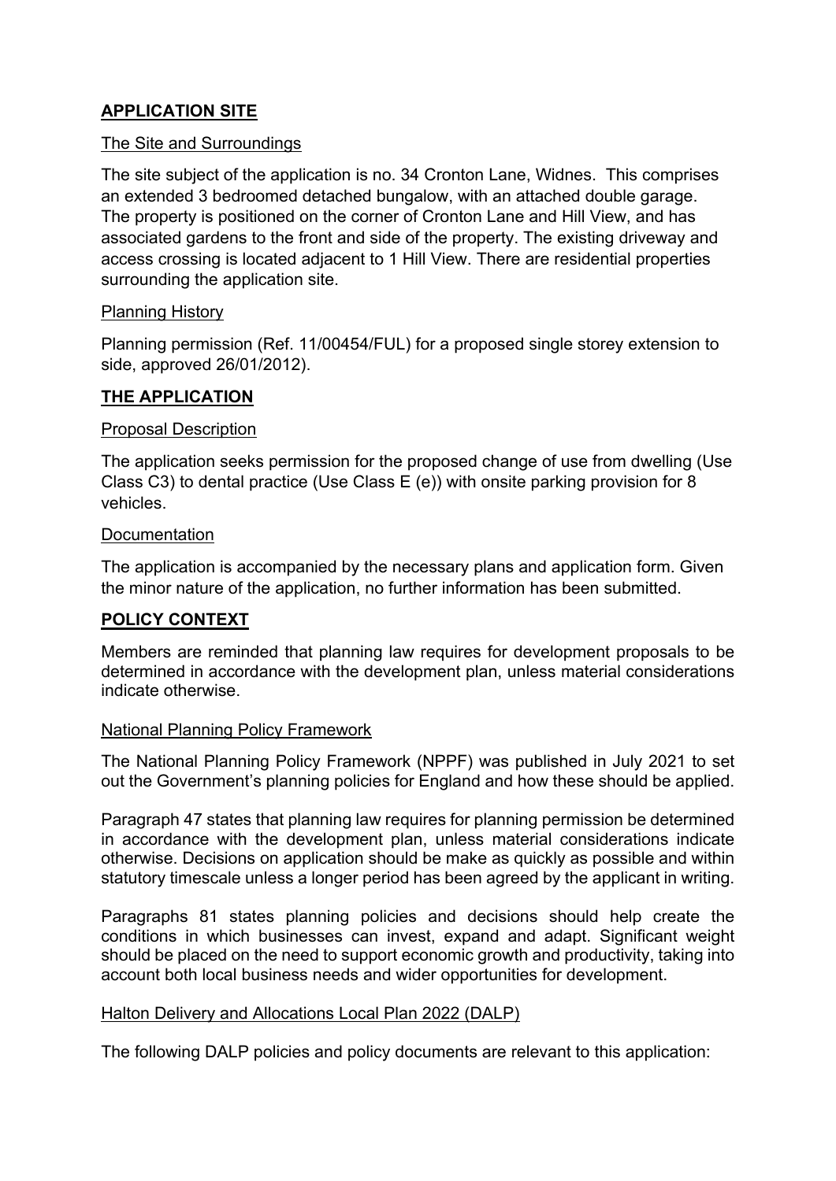## APPLICATION SITE

### The Site and Surroundings

The site subject of the application is no. 34 Cronton Lane, Widnes. This comprises an extended 3 bedroomed detached bungalow, with an attached double garage. The property is positioned on the corner of Cronton Lane and Hill View, and has associated gardens to the front and side of the property. The existing driveway and access crossing is located adjacent to 1 Hill View. There are residential properties surrounding the application site.

### Planning History

Planning permission (Ref. 11/00454/FUL) for a proposed single storey extension to side, approved 26/01/2012).

## THE APPLICATION

### Proposal Description

The application seeks permission for the proposed change of use from dwelling (Use Class C3) to dental practice (Use Class E (e)) with onsite parking provision for 8 vehicles.

### Documentation

The application is accompanied by the necessary plans and application form. Given the minor nature of the application, no further information has been submitted.

## POLICY CONTEXT

Members are reminded that planning law requires for development proposals to be determined in accordance with the development plan, unless material considerations indicate otherwise.

### National Planning Policy Framework

The National Planning Policy Framework (NPPF) was published in July 2021 to set out the Government's planning policies for England and how these should be applied.

Paragraph 47 states that planning law requires for planning permission be determined in accordance with the development plan, unless material considerations indicate otherwise. Decisions on application should be make as quickly as possible and within statutory timescale unless a longer period has been agreed by the applicant in writing.

Paragraphs 81 states planning policies and decisions should help create the conditions in which businesses can invest, expand and adapt. Significant weight should be placed on the need to support economic growth and productivity, taking into account both local business needs and wider opportunities for development.

### Halton Delivery and Allocations Local Plan 2022 (DALP)

The following DALP policies and policy documents are relevant to this application: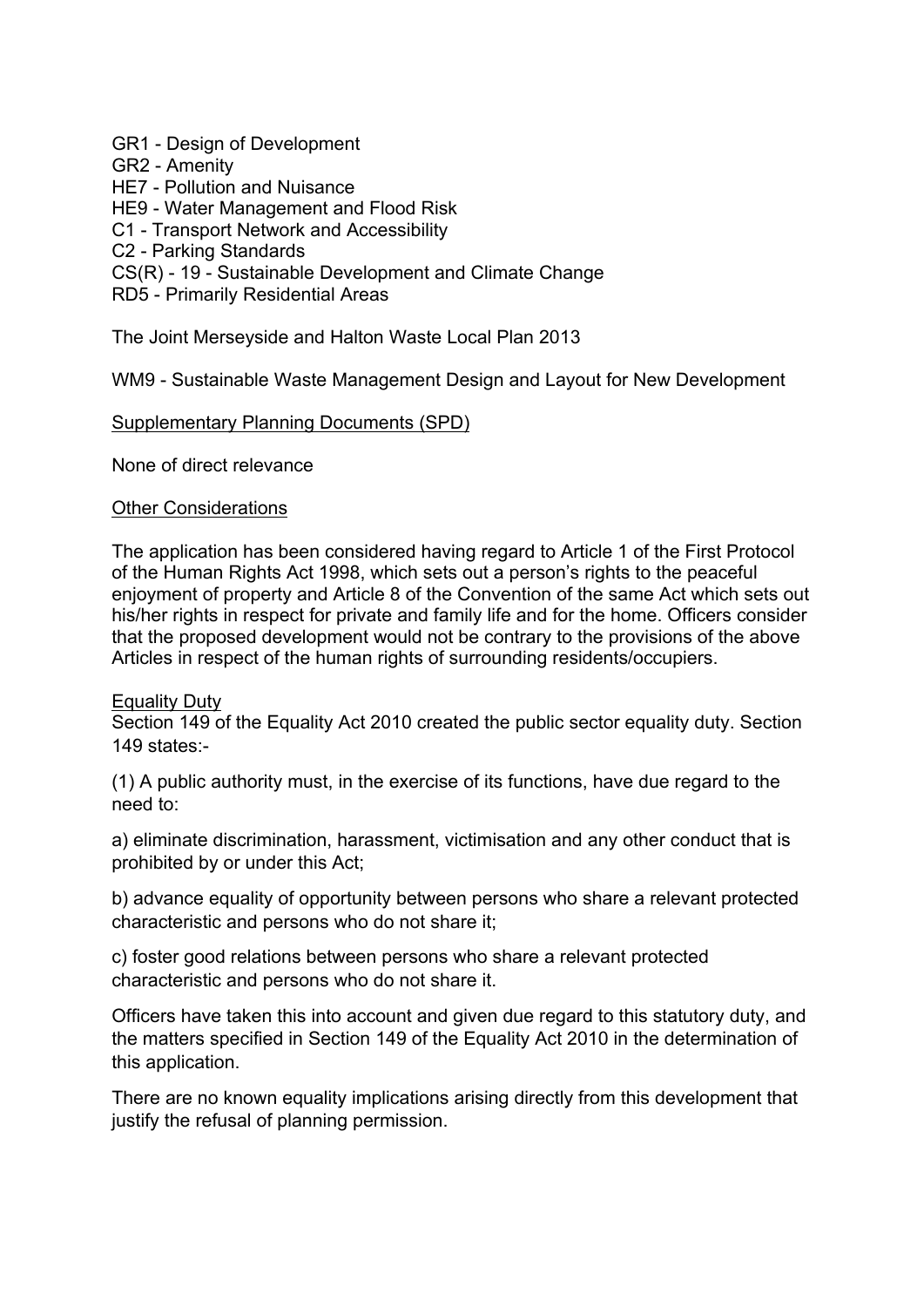GR1 - Design of Development
GR2 - Amenity
HE7 - Pollution and Nuisance
HE9 - Water Management and Flood Risk
C1 - Transport Network and Accessibility
C2 - Parking Standards
CS(R) - 19 - Sustainable Development and Climate Change
RD5 - Primarily Residential Areas

The Joint Merseyside and Halton Waste Local Plan 2013

WM9 - Sustainable Waste Management Design and Layout for New Development

<u>Supplementary Planning Documents (SPD)</u>

None of direct relevance

<u>Other Considerations</u>

The application has been considered having regard to Article 1 of the First Protocol of the Human Rights Act 1998, which sets out a person's rights to the peaceful enjoyment of property and Article 8 of the Convention of the same Act which sets out his/her rights in respect for private and family life and for the home. Officers consider that the proposed development would not be contrary to the provisions of the above Articles in respect of the human rights of surrounding residents/occupiers.

<u>Equality Duty</u>

Section 149 of the Equality Act 2010 created the public sector equality duty. Section 149 states:-

(1) A public authority must, in the exercise of its functions, have due regard to the need to:

a) eliminate discrimination, harassment, victimisation and any other conduct that is prohibited by or under this Act;

b) advance equality of opportunity between persons who share a relevant protected characteristic and persons who do not share it;

c) foster good relations between persons who share a relevant protected characteristic and persons who do not share it.

Officers have taken this into account and given due regard to this statutory duty, and the matters specified in Section 149 of the Equality Act 2010 in the determination of this application.

There are no known equality implications arising directly from this development that justify the refusal of planning permission.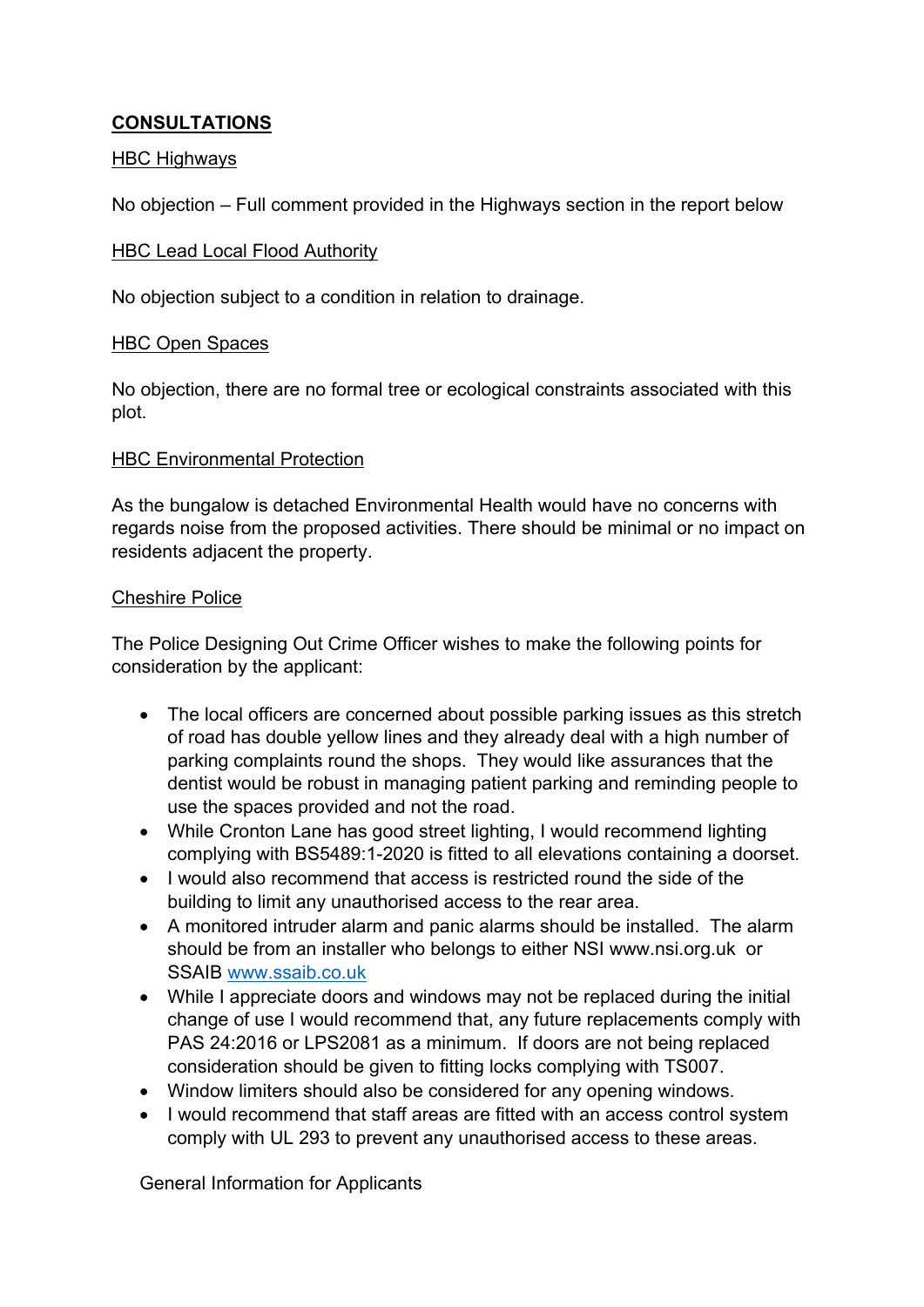**CONSULTATIONS**

HBC Highways

No objection – Full comment provided in the Highways section in the report below

HBC Lead Local Flood Authority

No objection subject to a condition in relation to drainage.

HBC Open Spaces

No objection, there are no formal tree or ecological constraints associated with this plot.

HBC Environmental Protection

As the bungalow is detached Environmental Health would have no concerns with regards noise from the proposed activities. There should be minimal or no impact on residents adjacent the property.

Cheshire Police

The Police Designing Out Crime Officer wishes to make the following points for consideration by the applicant:

- The local officers are concerned about possible parking issues as this stretch of road has double yellow lines and they already deal with a high number of parking complaints round the shops. They would like assurances that the dentist would be robust in managing patient parking and reminding people to use the spaces provided and not the road.
- While Cronton Lane has good street lighting, I would recommend lighting complying with BS5489:1-2020 is fitted to all elevations containing a doorset.
- I would also recommend that access is restricted round the side of the building to limit any unauthorised access to the rear area.
- A monitored intruder alarm and panic alarms should be installed. The alarm should be from an installer who belongs to either NSI www.nsi.org.uk or SSAIB www.ssaib.co.uk
- While I appreciate doors and windows may not be replaced during the initial change of use I would recommend that, any future replacements comply with PAS 24:2016 or LPS2081 as a minimum. If doors are not being replaced consideration should be given to fitting locks complying with TS007.
- Window limiters should also be considered for any opening windows.
- I would recommend that staff areas are fitted with an access control system comply with UL 293 to prevent any unauthorised access to these areas.

General Information for Applicants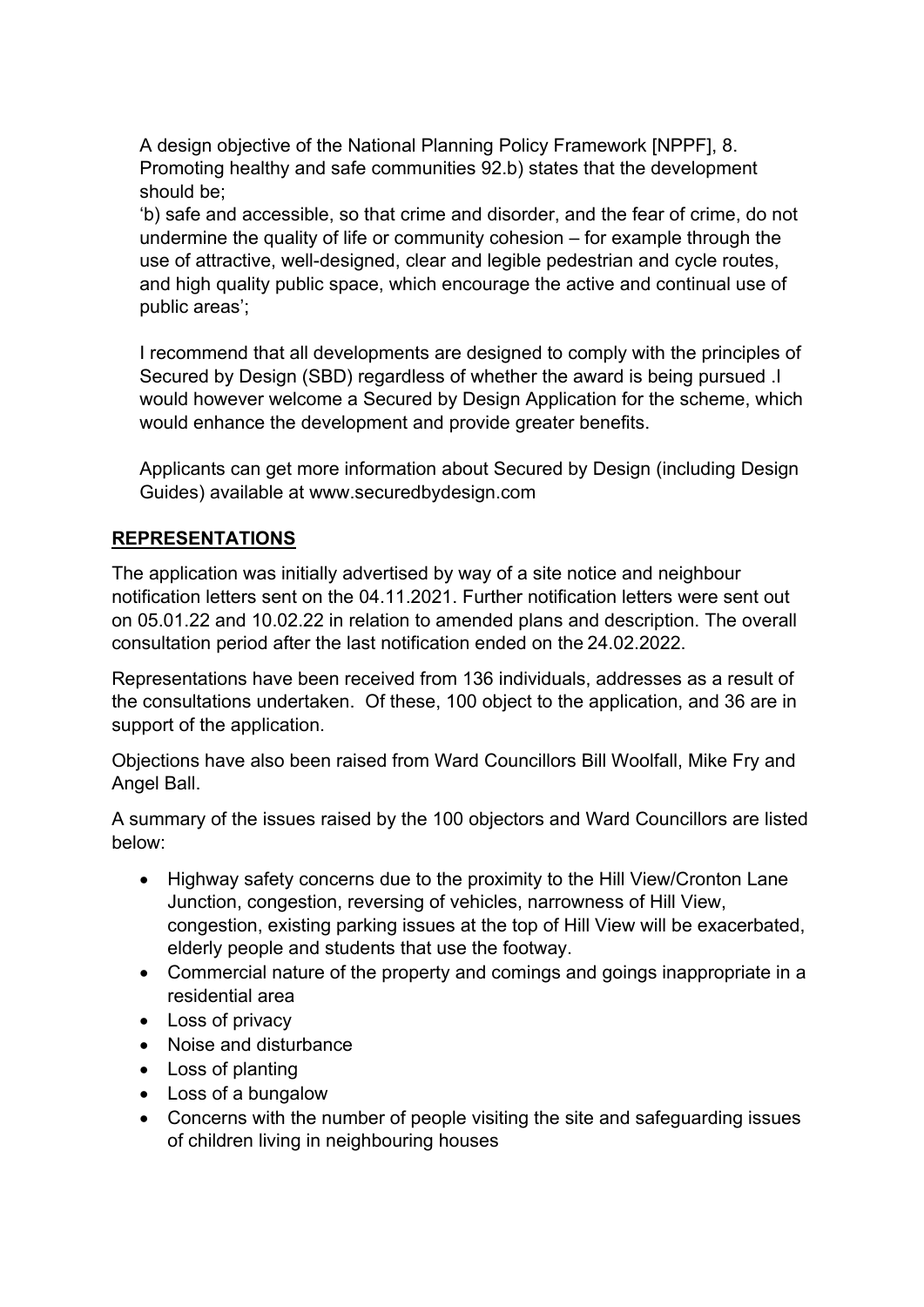A design objective of the National Planning Policy Framework [NPPF], 8. Promoting healthy and safe communities 92.b) states that the development should be;

'b) safe and accessible, so that crime and disorder, and the fear of crime, do not undermine the quality of life or community cohesion – for example through the use of attractive, well-designed, clear and legible pedestrian and cycle routes, and high quality public space, which encourage the active and continual use of public areas';

I recommend that all developments are designed to comply with the principles of Secured by Design (SBD) regardless of whether the award is being pursued .I would however welcome a Secured by Design Application for the scheme, which would enhance the development and provide greater benefits.

Applicants can get more information about Secured by Design (including Design Guides) available at www.securedbydesign.com

## REPRESENTATIONS

The application was initially advertised by way of a site notice and neighbour notification letters sent on the 04.11.2021. Further notification letters were sent out on 05.01.22 and 10.02.22 in relation to amended plans and description. The overall consultation period after the last notification ended on the 24.02.2022.

Representations have been received from 136 individuals, addresses as a result of the consultations undertaken. Of these, 100 object to the application, and 36 are in support of the application.

Objections have also been raised from Ward Councillors Bill Woolfall, Mike Fry and Angel Ball.

A summary of the issues raised by the 100 objectors and Ward Councillors are listed below:

- Highway safety concerns due to the proximity to the Hill View/Cronton Lane Junction, congestion, reversing of vehicles, narrowness of Hill View, congestion, existing parking issues at the top of Hill View will be exacerbated, elderly people and students that use the footway.
- Commercial nature of the property and comings and goings inappropriate in a residential area
- Loss of privacy
- Noise and disturbance
- Loss of planting
- Loss of a bungalow
- Concerns with the number of people visiting the site and safeguarding issues of children living in neighbouring houses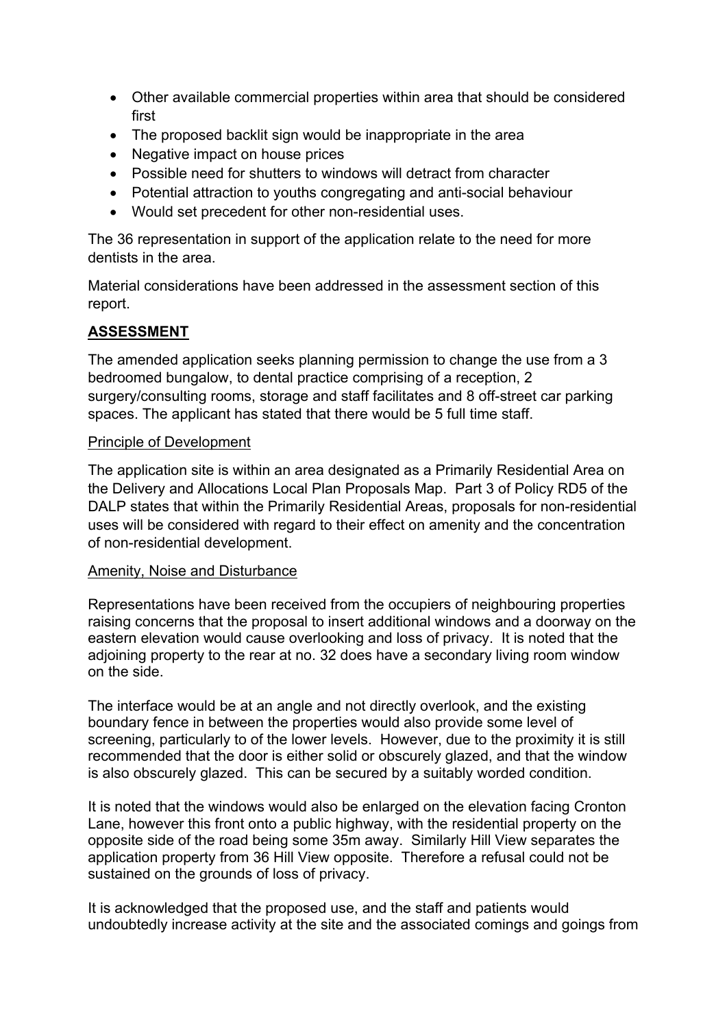- Other available commercial properties within area that should be considered first
- The proposed backlit sign would be inappropriate in the area
- Negative impact on house prices
- Possible need for shutters to windows will detract from character
- Potential attraction to youths congregating and anti-social behaviour
- Would set precedent for other non-residential uses.

The 36 representation in support of the application relate to the need for more dentists in the area.

Material considerations have been addressed in the assessment section of this report.

**ASSESSMENT**

The amended application seeks planning permission to change the use from a 3 bedroomed bungalow, to dental practice comprising of a reception, 2 surgery/consulting rooms, storage and staff facilitates and 8 off-street car parking spaces. The applicant has stated that there would be 5 full time staff.

Principle of Development

The application site is within an area designated as a Primarily Residential Area on the Delivery and Allocations Local Plan Proposals Map. Part 3 of Policy RD5 of the DALP states that within the Primarily Residential Areas, proposals for non-residential uses will be considered with regard to their effect on amenity and the concentration of non-residential development.

Amenity, Noise and Disturbance

Representations have been received from the occupiers of neighbouring properties raising concerns that the proposal to insert additional windows and a doorway on the eastern elevation would cause overlooking and loss of privacy. It is noted that the adjoining property to the rear at no. 32 does have a secondary living room window on the side.

The interface would be at an angle and not directly overlook, and the existing boundary fence in between the properties would also provide some level of screening, particularly to of the lower levels. However, due to the proximity it is still recommended that the door is either solid or obscurely glazed, and that the window is also obscurely glazed. This can be secured by a suitably worded condition.

It is noted that the windows would also be enlarged on the elevation facing Cronton Lane, however this front onto a public highway, with the residential property on the opposite side of the road being some 35m away. Similarly Hill View separates the application property from 36 Hill View opposite. Therefore a refusal could not be sustained on the grounds of loss of privacy.

It is acknowledged that the proposed use, and the staff and patients would undoubtedly increase activity at the site and the associated comings and goings from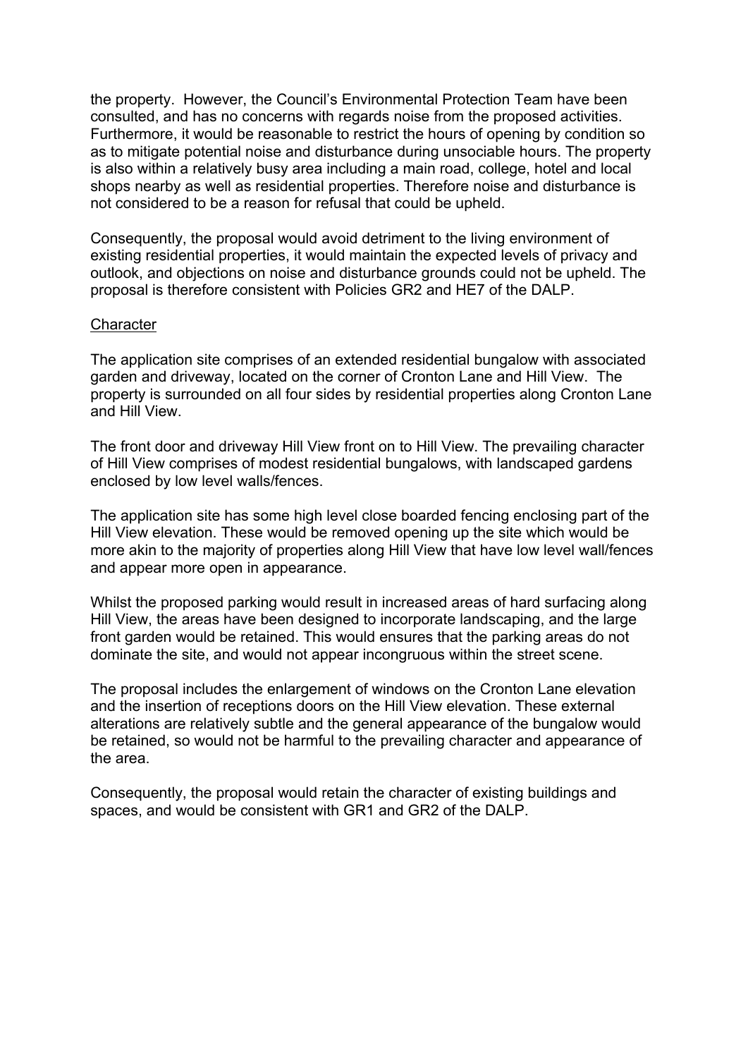the property. However, the Council's Environmental Protection Team have been consulted, and has no concerns with regards noise from the proposed activities. Furthermore, it would be reasonable to restrict the hours of opening by condition so as to mitigate potential noise and disturbance during unsociable hours. The property is also within a relatively busy area including a main road, college, hotel and local shops nearby as well as residential properties. Therefore noise and disturbance is not considered to be a reason for refusal that could be upheld.

Consequently, the proposal would avoid detriment to the living environment of existing residential properties, it would maintain the expected levels of privacy and outlook, and objections on noise and disturbance grounds could not be upheld. The proposal is therefore consistent with Policies GR2 and HE7 of the DALP.

<u>Character</u>

The application site comprises of an extended residential bungalow with associated garden and driveway, located on the corner of Cronton Lane and Hill View. The property is surrounded on all four sides by residential properties along Cronton Lane and Hill View.

The front door and driveway Hill View front on to Hill View. The prevailing character of Hill View comprises of modest residential bungalows, with landscaped gardens enclosed by low level walls/fences.

The application site has some high level close boarded fencing enclosing part of the Hill View elevation. These would be removed opening up the site which would be more akin to the majority of properties along Hill View that have low level wall/fences and appear more open in appearance.

Whilst the proposed parking would result in increased areas of hard surfacing along Hill View, the areas have been designed to incorporate landscaping, and the large front garden would be retained. This would ensures that the parking areas do not dominate the site, and would not appear incongruous within the street scene.

The proposal includes the enlargement of windows on the Cronton Lane elevation and the insertion of receptions doors on the Hill View elevation. These external alterations are relatively subtle and the general appearance of the bungalow would be retained, so would not be harmful to the prevailing character and appearance of the area.

Consequently, the proposal would retain the character of existing buildings and spaces, and would be consistent with GR1 and GR2 of the DALP.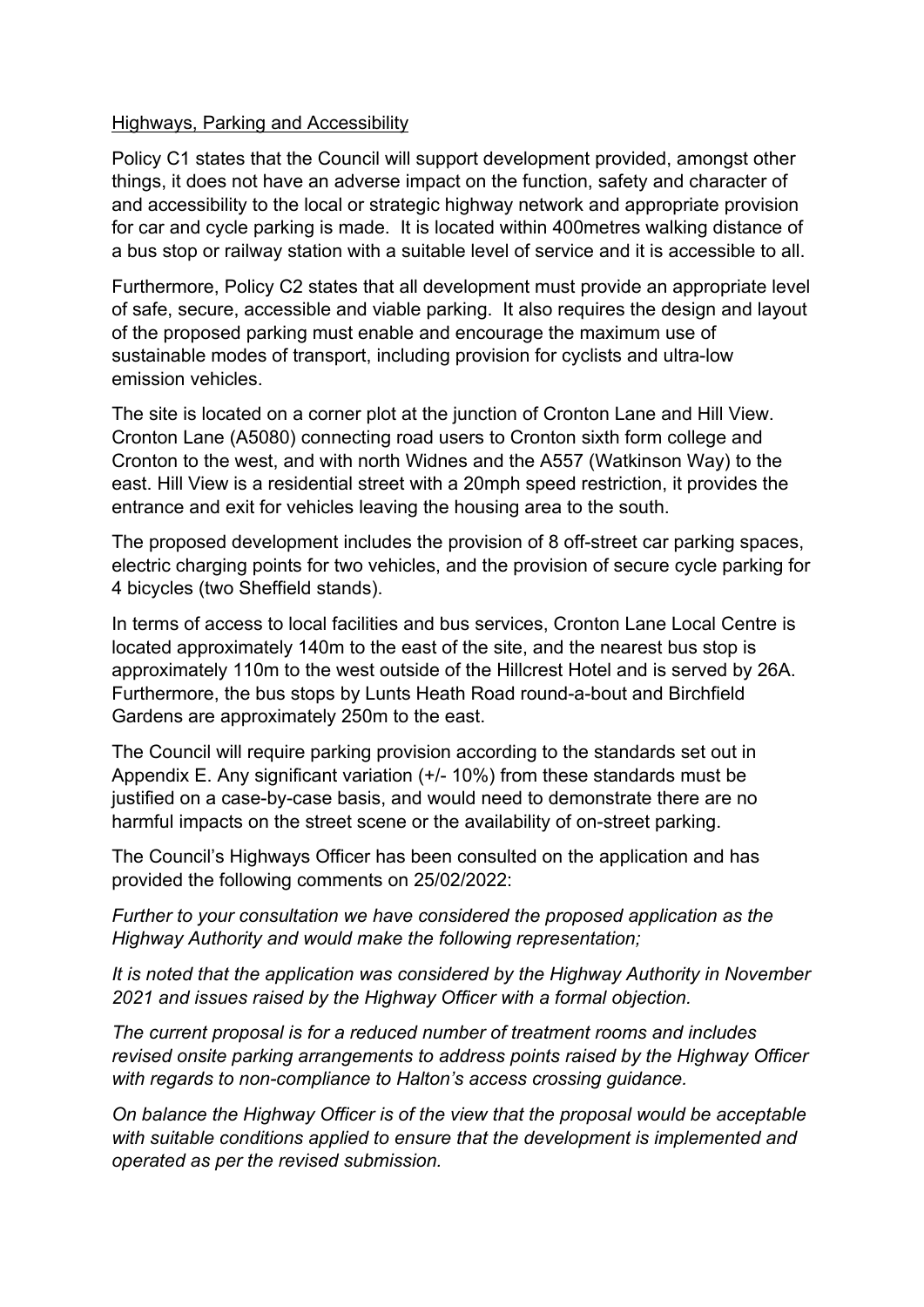## Highways, Parking and Accessibility

Policy C1 states that the Council will support development provided, amongst other things, it does not have an adverse impact on the function, safety and character of and accessibility to the local or strategic highway network and appropriate provision for car and cycle parking is made. It is located within 400metres walking distance of a bus stop or railway station with a suitable level of service and it is accessible to all.

Furthermore, Policy C2 states that all development must provide an appropriate level of safe, secure, accessible and viable parking. It also requires the design and layout of the proposed parking must enable and encourage the maximum use of sustainable modes of transport, including provision for cyclists and ultra-low emission vehicles.

The site is located on a corner plot at the junction of Cronton Lane and Hill View. Cronton Lane (A5080) connecting road users to Cronton sixth form college and Cronton to the west, and with north Widnes and the A557 (Watkinson Way) to the east. Hill View is a residential street with a 20mph speed restriction, it provides the entrance and exit for vehicles leaving the housing area to the south.

The proposed development includes the provision of 8 off-street car parking spaces, electric charging points for two vehicles, and the provision of secure cycle parking for 4 bicycles (two Sheffield stands).

In terms of access to local facilities and bus services, Cronton Lane Local Centre is located approximately 140m to the east of the site, and the nearest bus stop is approximately 110m to the west outside of the Hillcrest Hotel and is served by 26A. Furthermore, the bus stops by Lunts Heath Road round-a-bout and Birchfield Gardens are approximately 250m to the east.

The Council will require parking provision according to the standards set out in Appendix E. Any significant variation (+/- 10%) from these standards must be justified on a case-by-case basis, and would need to demonstrate there are no harmful impacts on the street scene or the availability of on-street parking.

The Council's Highways Officer has been consulted on the application and has provided the following comments on 25/02/2022:

*Further to your consultation we have considered the proposed application as the Highway Authority and would make the following representation;*

*It is noted that the application was considered by the Highway Authority in November 2021 and issues raised by the Highway Officer with a formal objection.*

*The current proposal is for a reduced number of treatment rooms and includes revised onsite parking arrangements to address points raised by the Highway Officer with regards to non-compliance to Halton's access crossing guidance.*

*On balance the Highway Officer is of the view that the proposal would be acceptable with suitable conditions applied to ensure that the development is implemented and operated as per the revised submission.*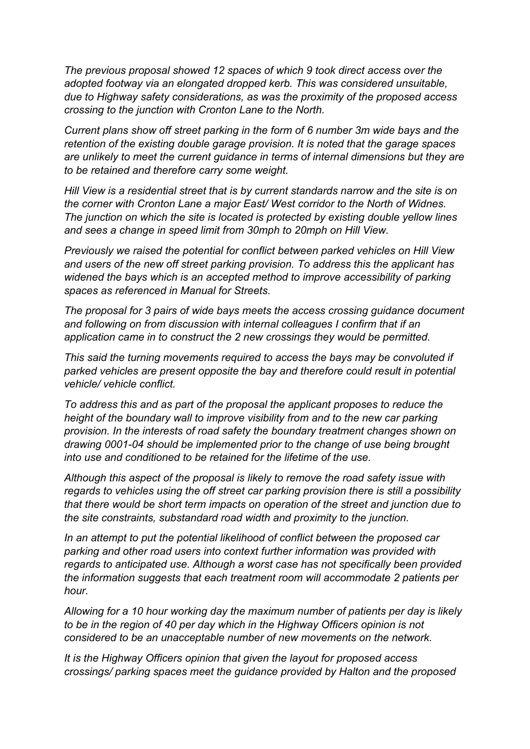*The previous proposal showed 12 spaces of which 9 took direct access over the adopted footway via an elongated dropped kerb. This was considered unsuitable, due to Highway safety considerations, as was the proximity of the proposed access crossing to the junction with Cronton Lane to the North.*

*Current plans show off street parking in the form of 6 number 3m wide bays and the retention of the existing double garage provision. It is noted that the garage spaces are unlikely to meet the current guidance in terms of internal dimensions but they are to be retained and therefore carry some weight.*

*Hill View is a residential street that is by current standards narrow and the site is on the corner with Cronton Lane a major East/ West corridor to the North of Widnes. The junction on which the site is located is protected by existing double yellow lines and sees a change in speed limit from 30mph to 20mph on Hill View.*

*Previously we raised the potential for conflict between parked vehicles on Hill View and users of the new off street parking provision. To address this the applicant has widened the bays which is an accepted method to improve accessibility of parking spaces as referenced in Manual for Streets.*

*The proposal for 3 pairs of wide bays meets the access crossing guidance document and following on from discussion with internal colleagues I confirm that if an application came in to construct the 2 new crossings they would be permitted.*

*This said the turning movements required to access the bays may be convoluted if parked vehicles are present opposite the bay and therefore could result in potential vehicle/ vehicle conflict.*

*To address this and as part of the proposal the applicant proposes to reduce the height of the boundary wall to improve visibility from and to the new car parking provision. In the interests of road safety the boundary treatment changes shown on drawing 0001-04 should be implemented prior to the change of use being brought into use and conditioned to be retained for the lifetime of the use.*

*Although this aspect of the proposal is likely to remove the road safety issue with regards to vehicles using the off street car parking provision there is still a possibility that there would be short term impacts on operation of the street and junction due to the site constraints, substandard road width and proximity to the junction.*

*In an attempt to put the potential likelihood of conflict between the proposed car parking and other road users into context further information was provided with regards to anticipated use. Although a worst case has not specifically been provided the information suggests that each treatment room will accommodate 2 patients per hour.*

*Allowing for a 10 hour working day the maximum number of patients per day is likely to be in the region of 40 per day which in the Highway Officers opinion is not considered to be an unacceptable number of new movements on the network.*

*It is the Highway Officers opinion that given the layout for proposed access crossings/ parking spaces meet the guidance provided by Halton and the proposed*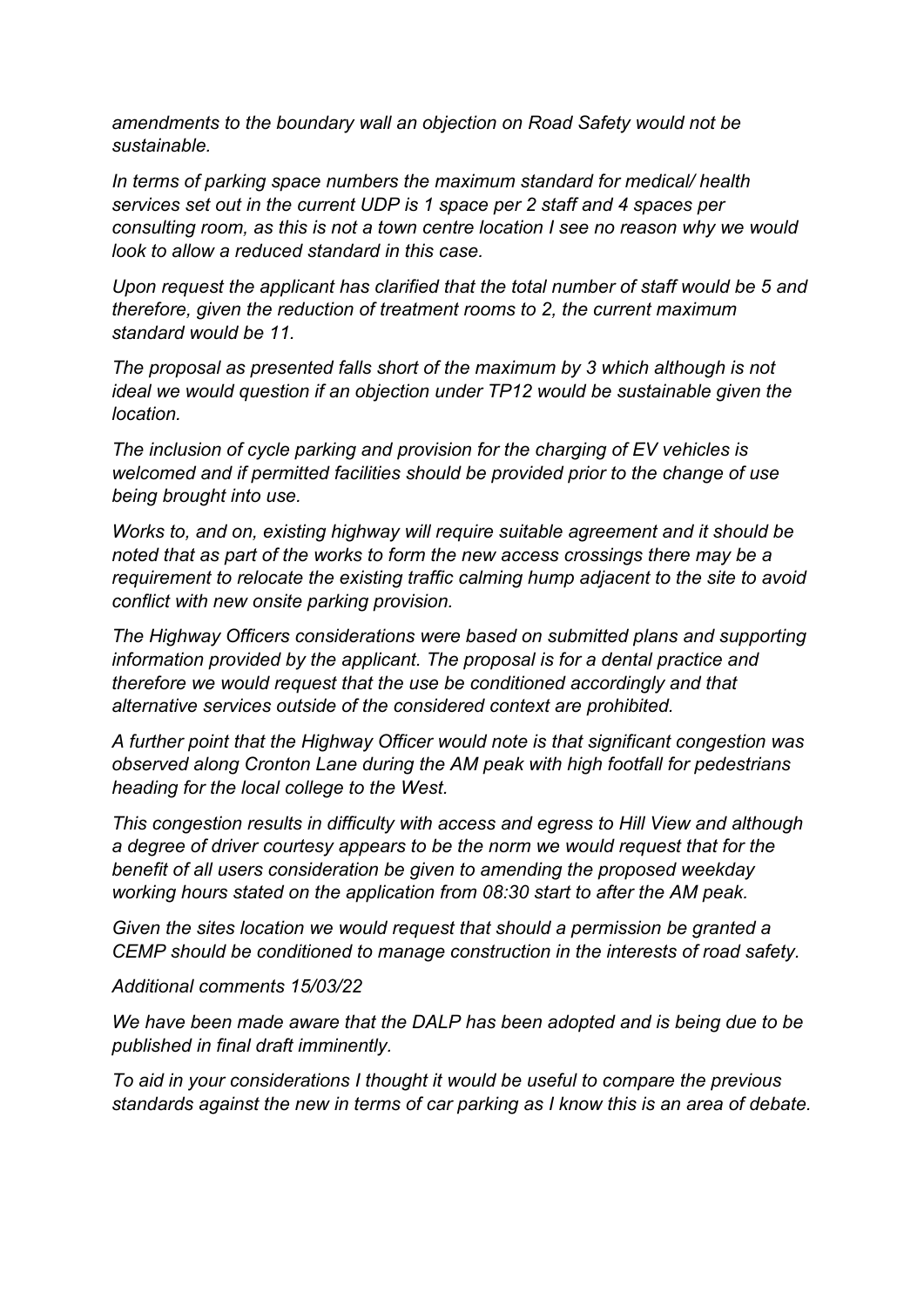*amendments to the boundary wall an objection on Road Safety would not be sustainable.*

*In terms of parking space numbers the maximum standard for medical/ health services set out in the current UDP is 1 space per 2 staff and 4 spaces per consulting room, as this is not a town centre location I see no reason why we would look to allow a reduced standard in this case.*

*Upon request the applicant has clarified that the total number of staff would be 5 and therefore, given the reduction of treatment rooms to 2, the current maximum standard would be 11.*

*The proposal as presented falls short of the maximum by 3 which although is not ideal we would question if an objection under TP12 would be sustainable given the location.*

*The inclusion of cycle parking and provision for the charging of EV vehicles is welcomed and if permitted facilities should be provided prior to the change of use being brought into use.*

*Works to, and on, existing highway will require suitable agreement and it should be noted that as part of the works to form the new access crossings there may be a requirement to relocate the existing traffic calming hump adjacent to the site to avoid conflict with new onsite parking provision.*

*The Highway Officers considerations were based on submitted plans and supporting information provided by the applicant. The proposal is for a dental practice and therefore we would request that the use be conditioned accordingly and that alternative services outside of the considered context are prohibited.*

*A further point that the Highway Officer would note is that significant congestion was observed along Cronton Lane during the AM peak with high footfall for pedestrians heading for the local college to the West.*

*This congestion results in difficulty with access and egress to Hill View and although a degree of driver courtesy appears to be the norm we would request that for the benefit of all users consideration be given to amending the proposed weekday working hours stated on the application from 08:30 start to after the AM peak.*

*Given the sites location we would request that should a permission be granted a CEMP should be conditioned to manage construction in the interests of road safety.*

*Additional comments 15/03/22*

*We have been made aware that the DALP has been adopted and is being due to be published in final draft imminently.*

*To aid in your considerations I thought it would be useful to compare the previous standards against the new in terms of car parking as I know this is an area of debate.*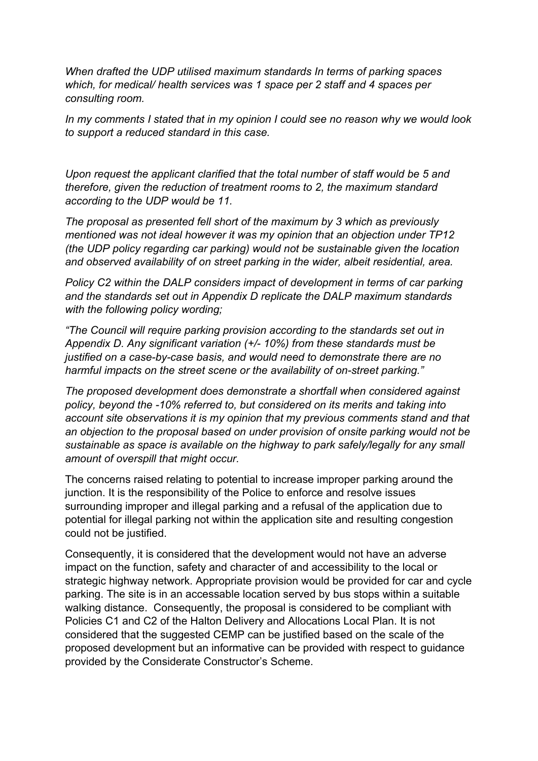*When drafted the UDP utilised maximum standards In terms of parking spaces which, for medical/ health services was 1 space per 2 staff and 4 spaces per consulting room.*

*In my comments I stated that in my opinion I could see no reason why we would look to support a reduced standard in this case.*

*Upon request the applicant clarified that the total number of staff would be 5 and therefore, given the reduction of treatment rooms to 2, the maximum standard according to the UDP would be 11.*

*The proposal as presented fell short of the maximum by 3 which as previously mentioned was not ideal however it was my opinion that an objection under TP12 (the UDP policy regarding car parking) would not be sustainable given the location and observed availability of on street parking in the wider, albeit residential, area.*

*Policy C2 within the DALP considers impact of development in terms of car parking and the standards set out in Appendix D replicate the DALP maximum standards with the following policy wording;*

*"The Council will require parking provision according to the standards set out in Appendix D. Any significant variation (+/- 10%) from these standards must be justified on a case-by-case basis, and would need to demonstrate there are no harmful impacts on the street scene or the availability of on-street parking."*

*The proposed development does demonstrate a shortfall when considered against policy, beyond the -10% referred to, but considered on its merits and taking into account site observations it is my opinion that my previous comments stand and that an objection to the proposal based on under provision of onsite parking would not be sustainable as space is available on the highway to park safely/legally for any small amount of overspill that might occur.*

The concerns raised relating to potential to increase improper parking around the junction. It is the responsibility of the Police to enforce and resolve issues surrounding improper and illegal parking and a refusal of the application due to potential for illegal parking not within the application site and resulting congestion could not be justified.

Consequently, it is considered that the development would not have an adverse impact on the function, safety and character of and accessibility to the local or strategic highway network. Appropriate provision would be provided for car and cycle parking. The site is in an accessable location served by bus stops within a suitable walking distance. Consequently, the proposal is considered to be compliant with Policies C1 and C2 of the Halton Delivery and Allocations Local Plan. It is not considered that the suggested CEMP can be justified based on the scale of the proposed development but an informative can be provided with respect to guidance provided by the Considerate Constructor's Scheme.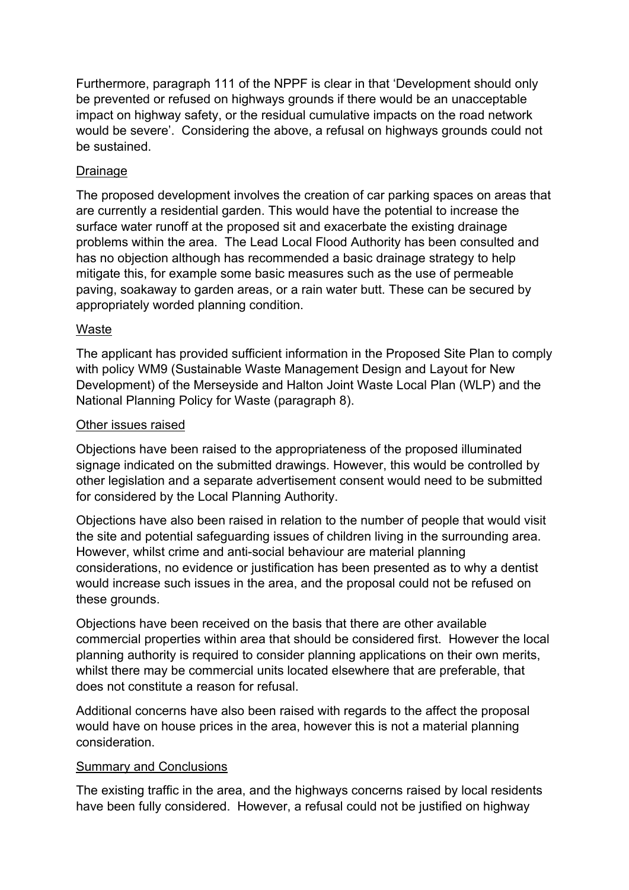Furthermore, paragraph 111 of the NPPF is clear in that 'Development should only be prevented or refused on highways grounds if there would be an unacceptable impact on highway safety, or the residual cumulative impacts on the road network would be severe'. Considering the above, a refusal on highways grounds could not be sustained.

Drainage

The proposed development involves the creation of car parking spaces on areas that are currently a residential garden. This would have the potential to increase the surface water runoff at the proposed sit and exacerbate the existing drainage problems within the area. The Lead Local Flood Authority has been consulted and has no objection although has recommended a basic drainage strategy to help mitigate this, for example some basic measures such as the use of permeable paving, soakaway to garden areas, or a rain water butt. These can be secured by appropriately worded planning condition.

Waste

The applicant has provided sufficient information in the Proposed Site Plan to comply with policy WM9 (Sustainable Waste Management Design and Layout for New Development) of the Merseyside and Halton Joint Waste Local Plan (WLP) and the National Planning Policy for Waste (paragraph 8).

Other issues raised

Objections have been raised to the appropriateness of the proposed illuminated signage indicated on the submitted drawings. However, this would be controlled by other legislation and a separate advertisement consent would need to be submitted for considered by the Local Planning Authority.

Objections have also been raised in relation to the number of people that would visit the site and potential safeguarding issues of children living in the surrounding area. However, whilst crime and anti-social behaviour are material planning considerations, no evidence or justification has been presented as to why a dentist would increase such issues in the area, and the proposal could not be refused on these grounds.

Objections have been received on the basis that there are other available commercial properties within area that should be considered first. However the local planning authority is required to consider planning applications on their own merits, whilst there may be commercial units located elsewhere that are preferable, that does not constitute a reason for refusal.

Additional concerns have also been raised with regards to the affect the proposal would have on house prices in the area, however this is not a material planning consideration.

Summary and Conclusions

The existing traffic in the area, and the highways concerns raised by local residents have been fully considered. However, a refusal could not be justified on highway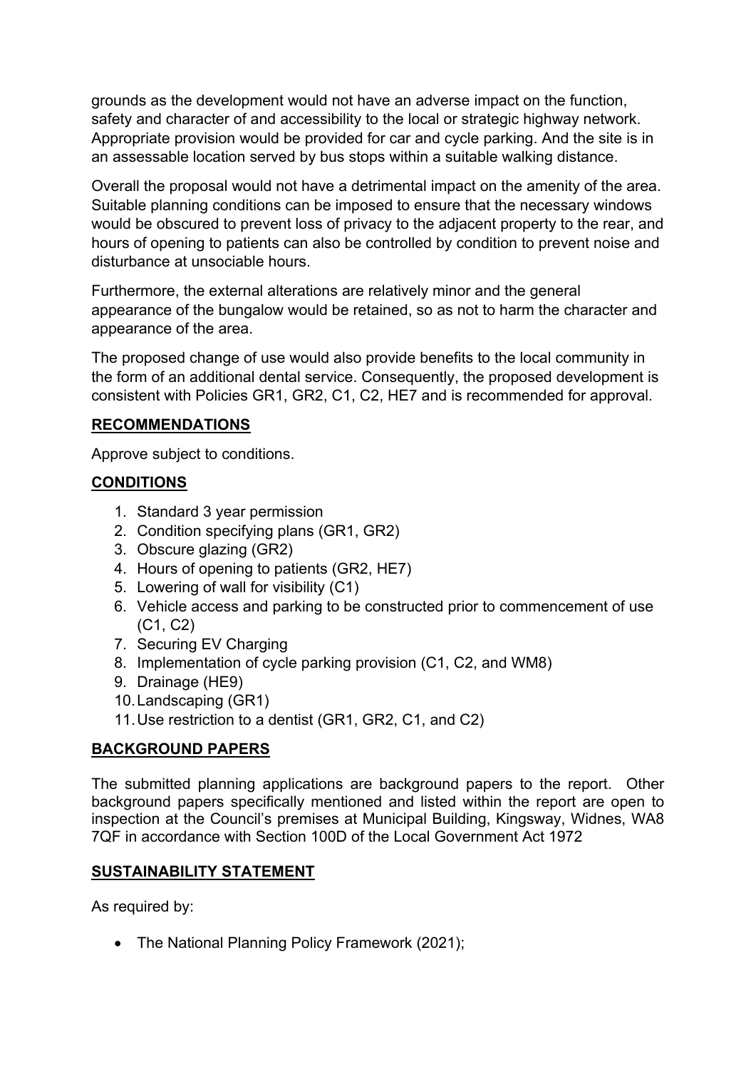grounds as the development would not have an adverse impact on the function, safety and character of and accessibility to the local or strategic highway network. Appropriate provision would be provided for car and cycle parking. And the site is in an assessable location served by bus stops within a suitable walking distance.

Overall the proposal would not have a detrimental impact on the amenity of the area. Suitable planning conditions can be imposed to ensure that the necessary windows would be obscured to prevent loss of privacy to the adjacent property to the rear, and hours of opening to patients can also be controlled by condition to prevent noise and disturbance at unsociable hours.

Furthermore, the external alterations are relatively minor and the general appearance of the bungalow would be retained, so as not to harm the character and appearance of the area.

The proposed change of use would also provide benefits to the local community in the form of an additional dental service. Consequently, the proposed development is consistent with Policies GR1, GR2, C1, C2, HE7 and is recommended for approval.

## RECOMMENDATIONS

Approve subject to conditions.

## CONDITIONS

1. Standard 3 year permission
2. Condition specifying plans (GR1, GR2)
3. Obscure glazing (GR2)
4. Hours of opening to patients (GR2, HE7)
5. Lowering of wall for visibility (C1)
6. Vehicle access and parking to be constructed prior to commencement of use (C1, C2)
7. Securing EV Charging
8. Implementation of cycle parking provision (C1, C2, and WM8)
9. Drainage (HE9)
10. Landscaping (GR1)
11. Use restriction to a dentist (GR1, GR2, C1, and C2)

## BACKGROUND PAPERS

The submitted planning applications are background papers to the report. Other background papers specifically mentioned and listed within the report are open to inspection at the Council's premises at Municipal Building, Kingsway, Widnes, WA8 7QF in accordance with Section 100D of the Local Government Act 1972

## SUSTAINABILITY STATEMENT

As required by:

- The National Planning Policy Framework (2021);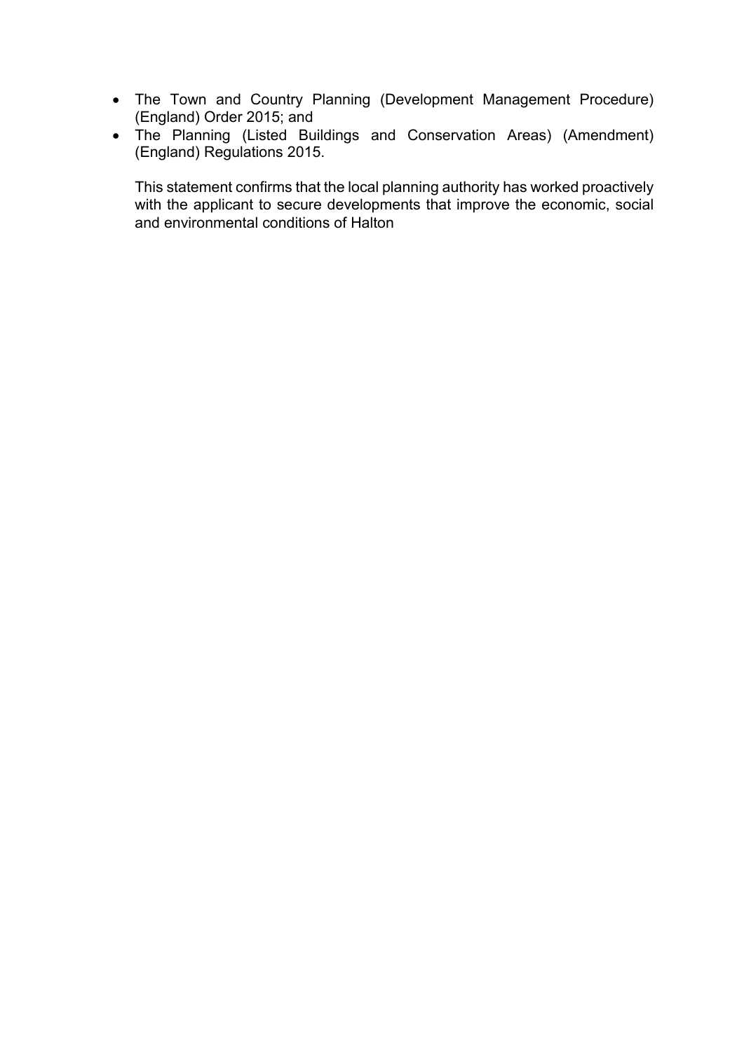- The Town and Country Planning (Development Management Procedure) (England) Order 2015; and
- The Planning (Listed Buildings and Conservation Areas) (Amendment) (England) Regulations 2015.

This statement confirms that the local planning authority has worked proactively with the applicant to secure developments that improve the economic, social and environmental conditions of Halton